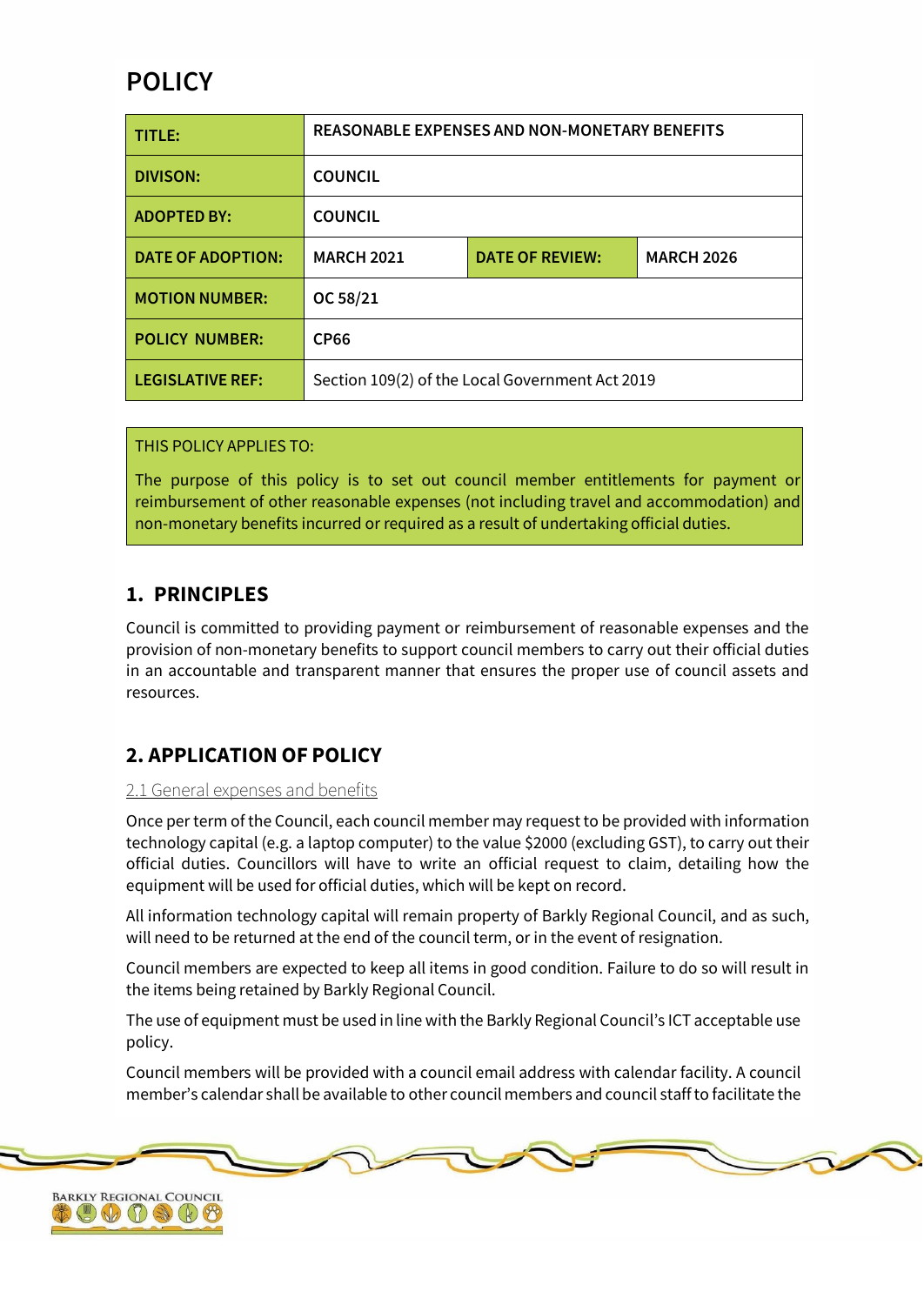# POLICY

| TITLE: | REASONABLE EXPENSES AND NON-MONETARY BENEFITS | | |
|---|---|---|---|
| DIVISON: | COUNCIL | | |
| ADOPTED BY: | COUNCIL | | |
| DATE OF ADOPTION: | MARCH 2021 | DATE OF REVIEW: | MARCH 2026 |
| MOTION NUMBER: | OC 58/21 | | |
| POLICY NUMBER: | CP66 | | |
| LEGISLATIVE REF: | Section 109(2) of the Local Government Act 2019 | | |

THIS POLICY APPLIES TO:

The purpose of this policy is to set out council member entitlements for payment or reimbursement of other reasonable expenses (not including travel and accommodation) and non-monetary benefits incurred or required as a result of undertaking official duties.

## 1. PRINCIPLES

Council is committed to providing payment or reimbursement of reasonable expenses and the provision of non-monetary benefits to support council members to carry out their official duties in an accountable and transparent manner that ensures the proper use of council assets and resources.

## 2. APPLICATION OF POLICY

### 2.1 General expenses and benefits

Once per term of the Council, each council member may request to be provided with information technology capital (e.g. a laptop computer) to the value $2000 (excluding GST), to carry out their official duties. Councillors will have to write an official request to claim, detailing how the equipment will be used for official duties, which will be kept on record.

All information technology capital will remain property of Barkly Regional Council, and as such, will need to be returned at the end of the council term, or in the event of resignation.

Council members are expected to keep all items in good condition. Failure to do so will result in the items being retained by Barkly Regional Council.

The use of equipment must be used in line with the Barkly Regional Council's ICT acceptable use policy.

Council members will be provided with a council email address with calendar facility. A council member's calendar shall be available to other council members and council staff to facilitate the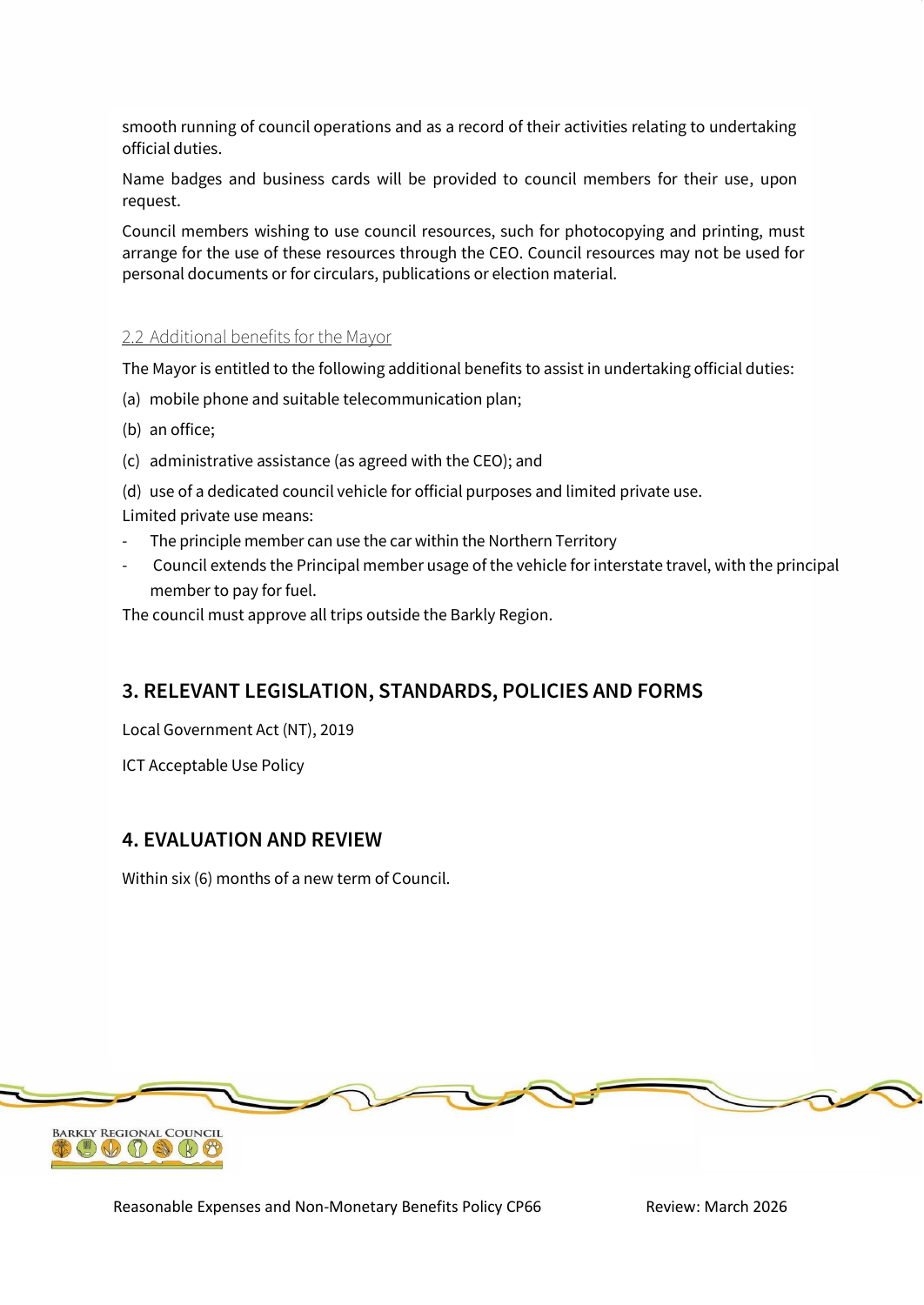smooth running of council operations and as a record of their activities relating to undertaking official duties.

Name badges and business cards will be provided to council members for their use, upon request.

Council members wishing to use council resources, such for photocopying and printing, must arrange for the use of these resources through the CEO. Council resources may not be used for personal documents or for circulars, publications or election material.

### 2.2 Additional benefits for the Mayor

The Mayor is entitled to the following additional benefits to assist in undertaking official duties:

(a) mobile phone and suitable telecommunication plan;

(b) an office;

(c) administrative assistance (as agreed with the CEO); and

(d) use of a dedicated council vehicle for official purposes and limited private use.

Limited private use means:

- The principle member can use the car within the Northern Territory
- Council extends the Principal member usage of the vehicle for interstate travel, with the principal member to pay for fuel.

The council must approve all trips outside the Barkly Region.

## 3. RELEVANT LEGISLATION, STANDARDS, POLICIES AND FORMS

Local Government Act (NT), 2019

ICT Acceptable Use Policy

## 4. EVALUATION AND REVIEW

Within six (6) months of a new term of Council.